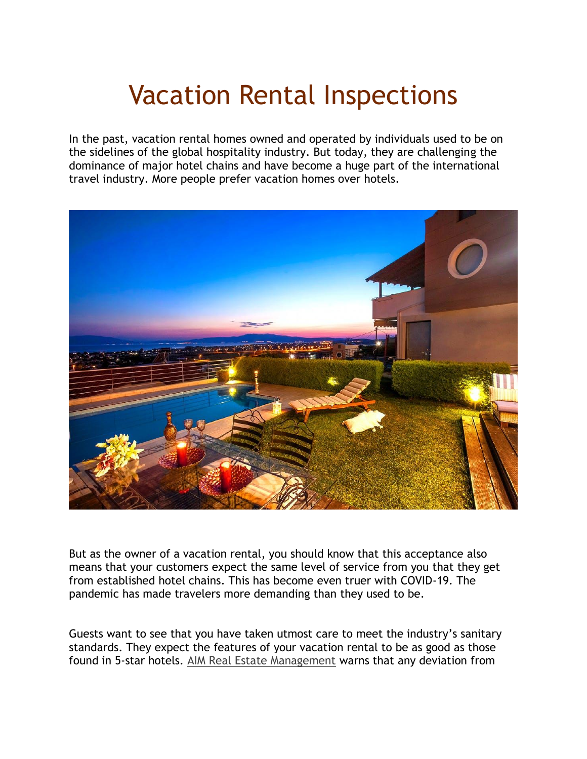# Vacation Rental Inspections

In the past, vacation rental homes owned and operated by individuals used to be on the sidelines of the global hospitality industry. But today, they are challenging the dominance of major hotel chains and have become a huge part of the international travel industry. More people prefer vacation homes over hotels.

But as the owner of a vacation rental, you should know that this acceptance also means that your customers expect the same level of service from you that they get from established hotel chains. This has become even truer with COVID-19. The pandemic has made travelers more demanding than they used to be.

Guests want to see that you have taken utmost care to meet the industry's sanitary standards. They expect the features of your vacation rental to be as good as those found in 5-star hotels. AIM Real Estate Management warns that any deviation from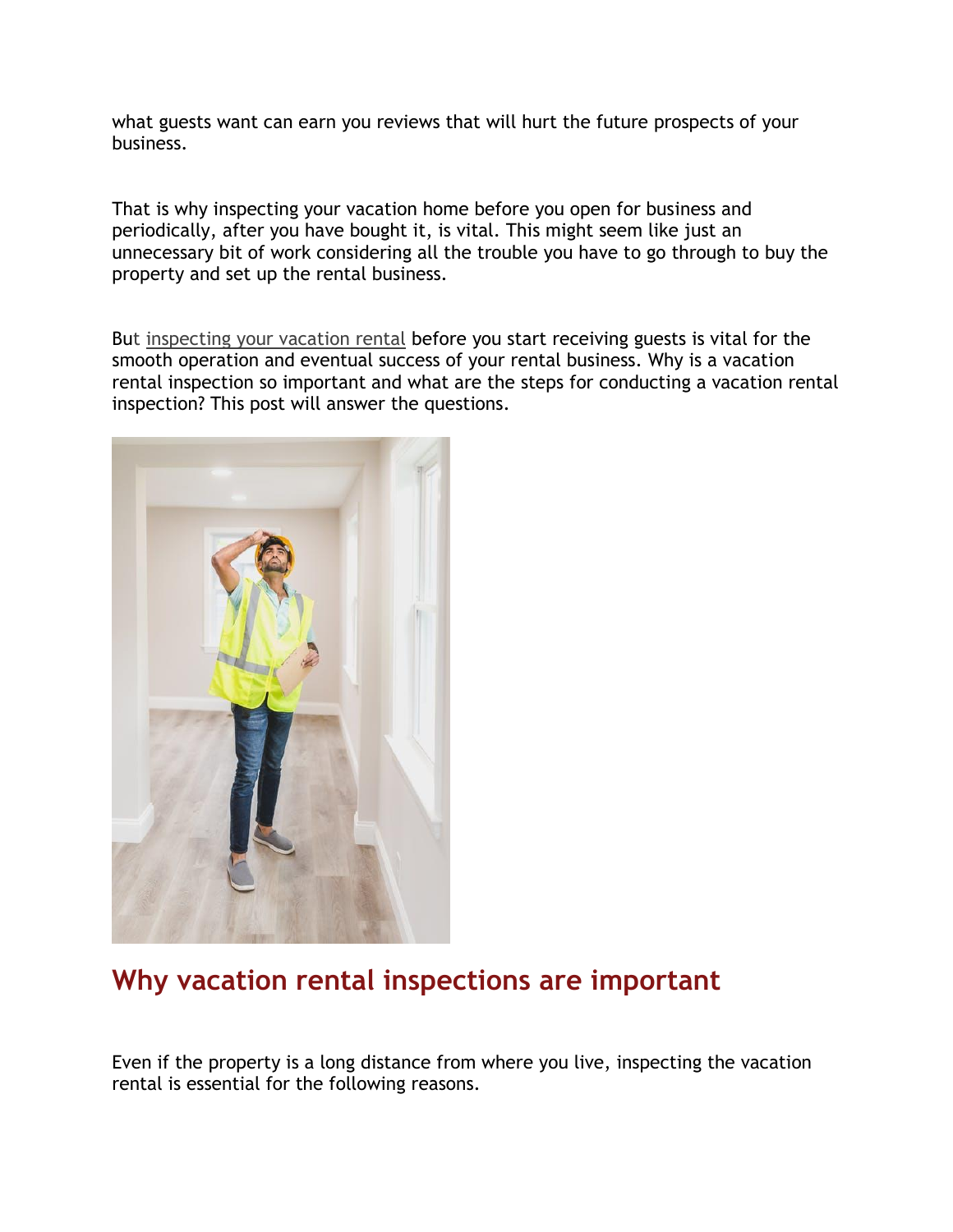what guests want can earn you reviews that will hurt the future prospects of your business.

That is why inspecting your vacation home before you open for business and periodically, after you have bought it, is vital. This might seem like just an unnecessary bit of work considering all the trouble you have to go through to buy the property and set up the rental business.

But inspecting your vacation rental before you start receiving guests is vital for the smooth operation and eventual success of your rental business. Why is a vacation rental inspection so important and what are the steps for conducting a vacation rental inspection? This post will answer the questions.

## Why vacation rental inspections are important

Even if the property is a long distance from where you live, inspecting the vacation rental is essential for the following reasons.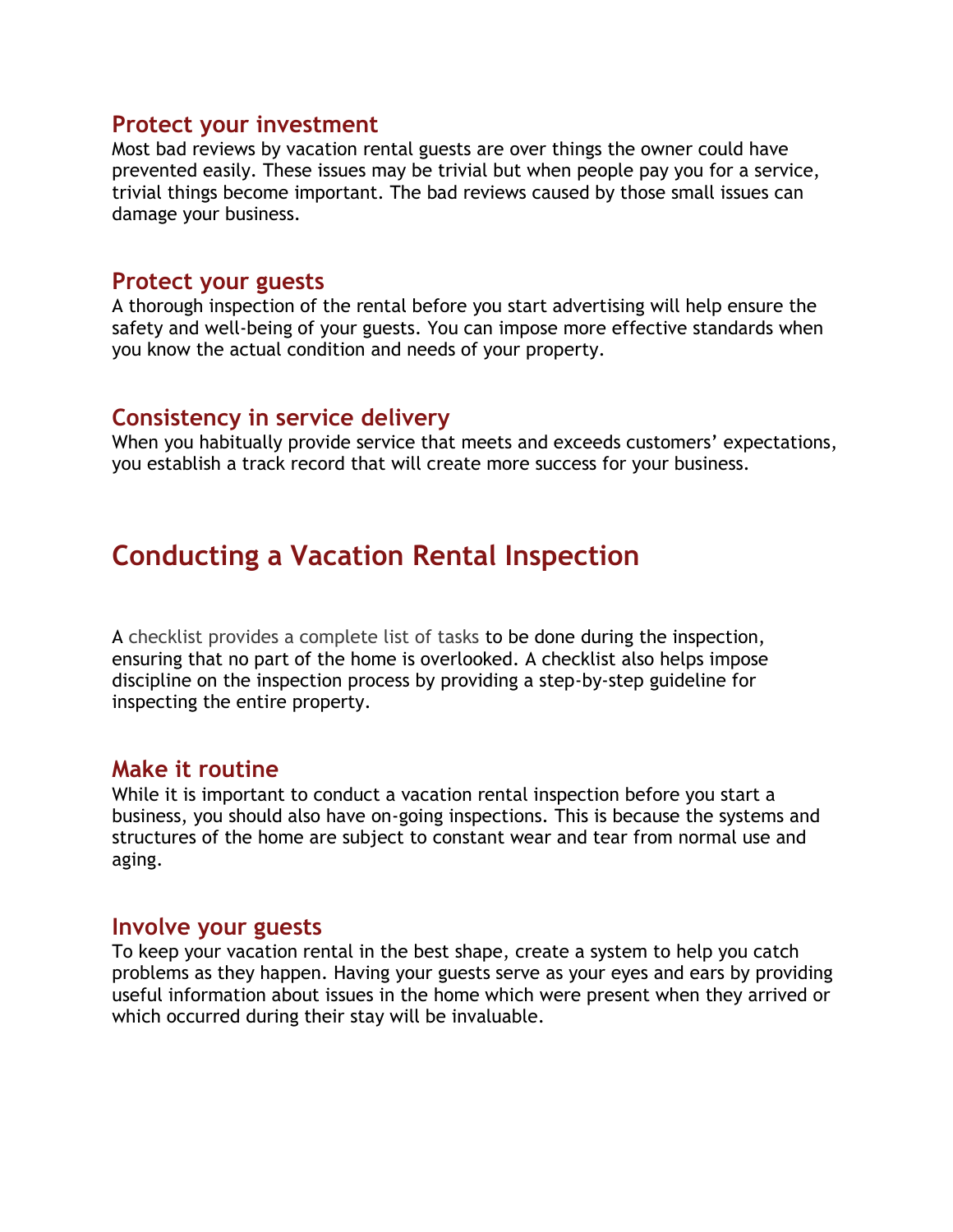### Protect your investment

Most bad reviews by vacation rental guests are over things the owner could have prevented easily. These issues may be trivial but when people pay you for a service, trivial things become important. The bad reviews caused by those small issues can damage your business.

### Protect your guests

A thorough inspection of the rental before you start advertising will help ensure the safety and well-being of your guests. You can impose more effective standards when you know the actual condition and needs of your property.

### Consistency in service delivery

When you habitually provide service that meets and exceeds customers' expectations, you establish a track record that will create more success for your business.

## Conducting a Vacation Rental Inspection

A checklist provides a complete list of tasks to be done during the inspection, ensuring that no part of the home is overlooked. A checklist also helps impose discipline on the inspection process by providing a step-by-step guideline for inspecting the entire property.

### Make it routine

While it is important to conduct a vacation rental inspection before you start a business, you should also have on-going inspections. This is because the systems and structures of the home are subject to constant wear and tear from normal use and aging.

### Involve your guests

To keep your vacation rental in the best shape, create a system to help you catch problems as they happen. Having your guests serve as your eyes and ears by providing useful information about issues in the home which were present when they arrived or which occurred during their stay will be invaluable.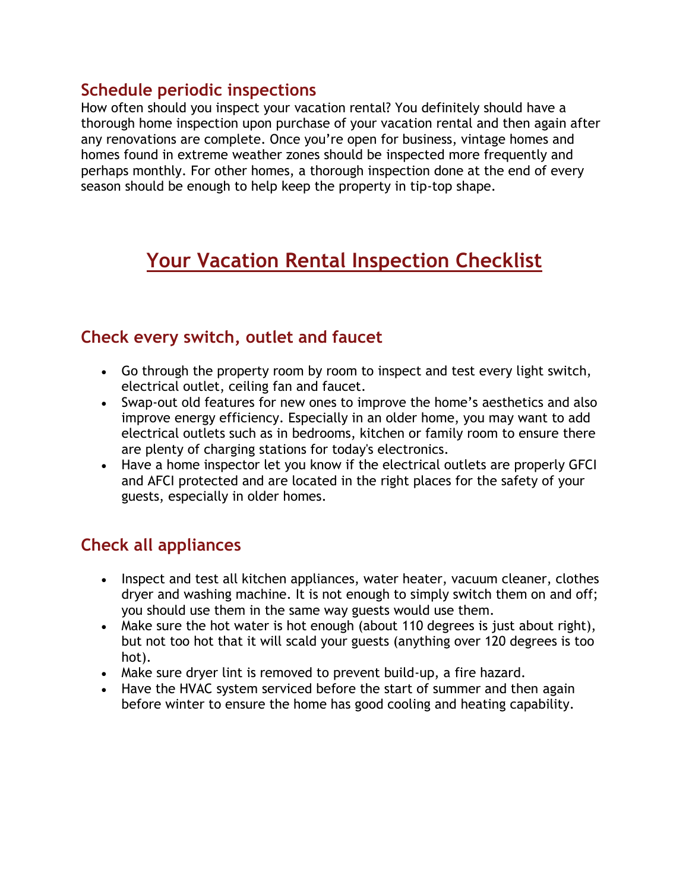## Schedule periodic inspections

How often should you inspect your vacation rental? You definitely should have a thorough home inspection upon purchase of your vacation rental and then again after any renovations are complete. Once you're open for business, vintage homes and homes found in extreme weather zones should be inspected more frequently and perhaps monthly. For other homes, a thorough inspection done at the end of every season should be enough to help keep the property in tip-top shape.

# Your Vacation Rental Inspection Checklist

## Check every switch, outlet and faucet

- Go through the property room by room to inspect and test every light switch, electrical outlet, ceiling fan and faucet.
- Swap-out old features for new ones to improve the home's aesthetics and also improve energy efficiency. Especially in an older home, you may want to add electrical outlets such as in bedrooms, kitchen or family room to ensure there are plenty of charging stations for today's electronics.
- Have a home inspector let you know if the electrical outlets are properly GFCI and AFCI protected and are located in the right places for the safety of your guests, especially in older homes.

## Check all appliances

- Inspect and test all kitchen appliances, water heater, vacuum cleaner, clothes dryer and washing machine. It is not enough to simply switch them on and off; you should use them in the same way guests would use them.
- Make sure the hot water is hot enough (about 110 degrees is just about right), but not too hot that it will scald your guests (anything over 120 degrees is too hot).
- Make sure dryer lint is removed to prevent build-up, a fire hazard.
- Have the HVAC system serviced before the start of summer and then again before winter to ensure the home has good cooling and heating capability.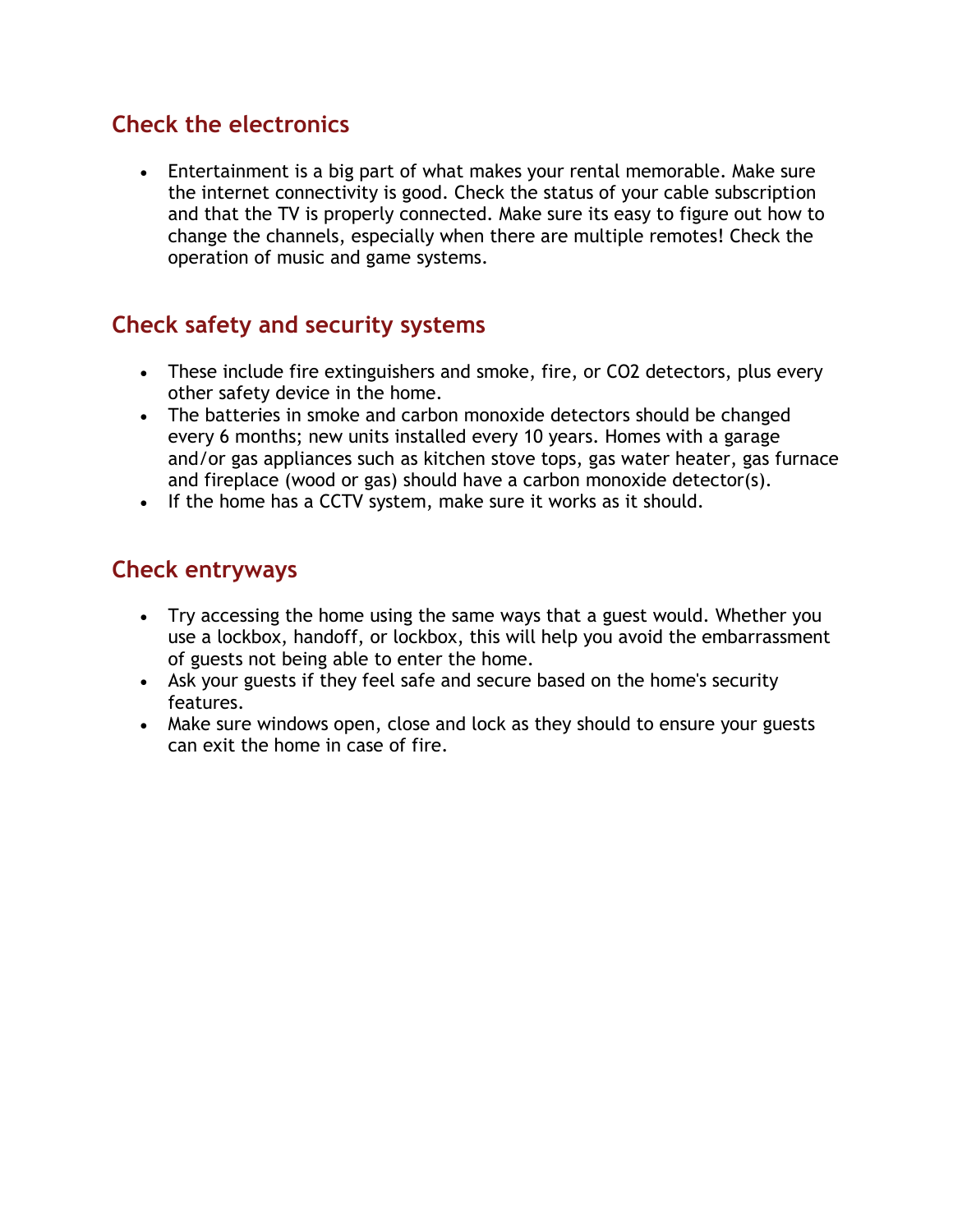## Check the electronics

- Entertainment is a big part of what makes your rental memorable. Make sure the internet connectivity is good. Check the status of your cable subscription and that the TV is properly connected. Make sure its easy to figure out how to change the channels, especially when there are multiple remotes! Check the operation of music and game systems.

## Check safety and security systems

- These include fire extinguishers and smoke, fire, or CO2 detectors, plus every other safety device in the home.
- The batteries in smoke and carbon monoxide detectors should be changed every 6 months; new units installed every 10 years. Homes with a garage and/or gas appliances such as kitchen stove tops, gas water heater, gas furnace and fireplace (wood or gas) should have a carbon monoxide detector(s).
- If the home has a CCTV system, make sure it works as it should.

## Check entryways

- Try accessing the home using the same ways that a guest would. Whether you use a lockbox, handoff, or lockbox, this will help you avoid the embarrassment of guests not being able to enter the home.
- Ask your guests if they feel safe and secure based on the home's security features.
- Make sure windows open, close and lock as they should to ensure your guests can exit the home in case of fire.